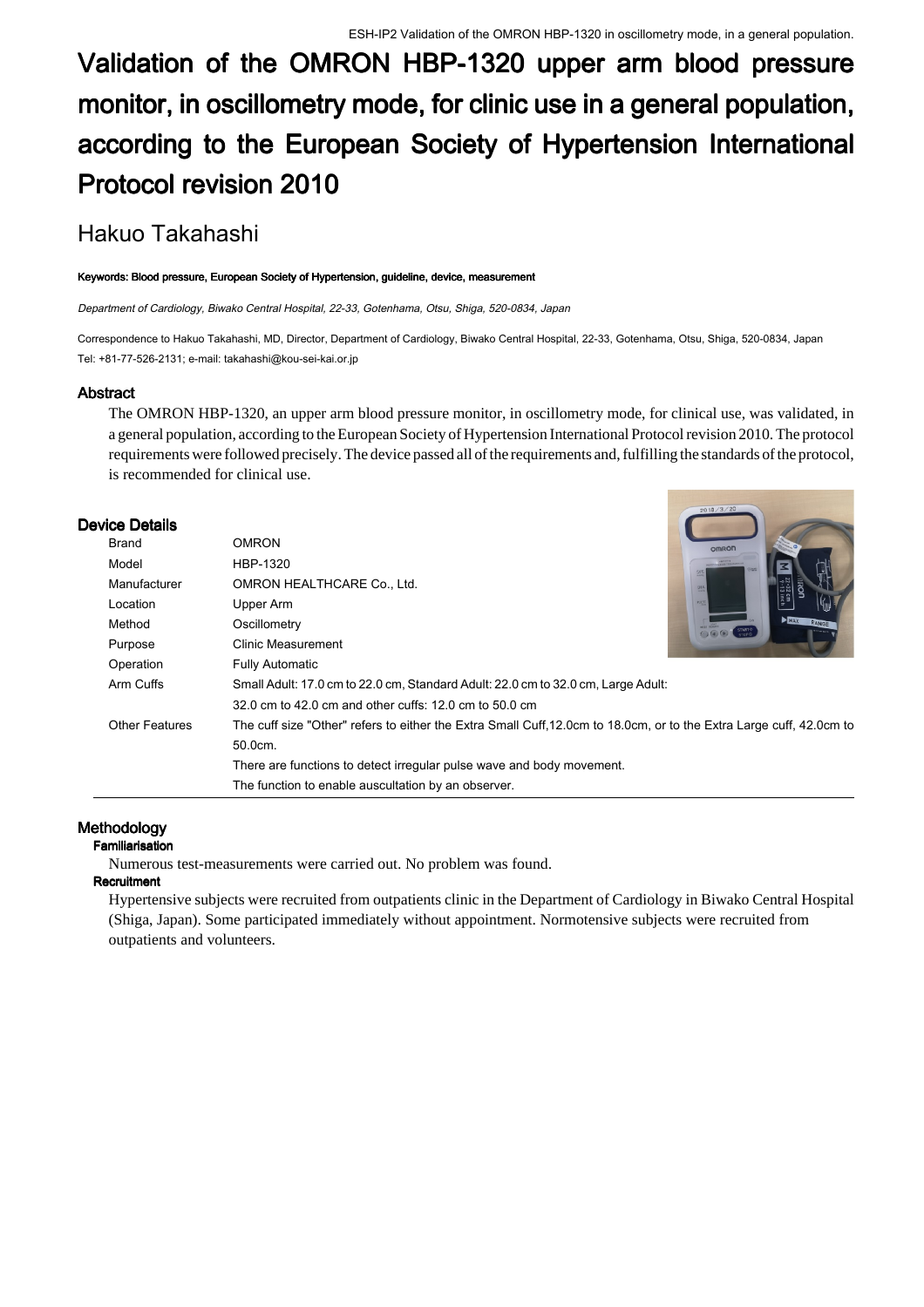# Validation of the OMRON HBP-1320 upper arm blood pressure monitor, in oscillometry mode, for clinic use in a general population, according to the European Society of Hypertension International Protocol revision 2010

## Hakuo Takahashi

**Keywords: Blood pressure, European Society of Hypertension, guideline, device, measurement**

*Department of Cardiology, Biwako Central Hospital, 22-33, Gotenhama, Otsu, Shiga, 520-0834, Japan*

Correspondence to Hakuo Takahashi, MD, Director, Department of Cardiology, Biwako Central Hospital, 22-33, Gotenhama, Otsu, Shiga, 520-0834, Japan
Tel: +81-77-526-2131; e-mail: takahashi@kou-sei-kai.or.jp

### Abstract

The OMRON HBP-1320, an upper arm blood pressure monitor, in oscillometry mode, for clinical use, was validated, in a general population, according to the European Society of Hypertension International Protocol revision 2010. The protocol requirements were followed precisely. The device passed all of the requirements and, fulfilling the standards of the protocol, is recommended for clinical use.

### Device Details

| | |
|---|---|
| Brand | OMRON |
| Model | HBP-1320 |
| Manufacturer | OMRON HEALTHCARE Co., Ltd. |
| Location | Upper Arm |
| Method | Oscillometry |
| Purpose | Clinic Measurement |
| Operation | Fully Automatic |
| Arm Cuffs | Small Adult: 17.0 cm to 22.0 cm, Standard Adult: 22.0 cm to 32.0 cm, Large Adult: 32.0 cm to 42.0 cm and other cuffs: 12.0 cm to 50.0 cm |
| Other Features | The cuff size "Other" refers to either the Extra Small Cuff,12.0cm to 18.0cm, or to the Extra Large cuff, 42.0cm to 50.0cm. |
| | There are functions to detect irregular pulse wave and body movement. |
| | The function to enable auscultation by an observer. |

### Methodology

#### Familiarisation

Numerous test-measurements were carried out. No problem was found.

#### Recruitment

Hypertensive subjects were recruited from outpatients clinic in the Department of Cardiology in Biwako Central Hospital (Shiga, Japan). Some participated immediately without appointment. Normotensive subjects were recruited from outpatients and volunteers.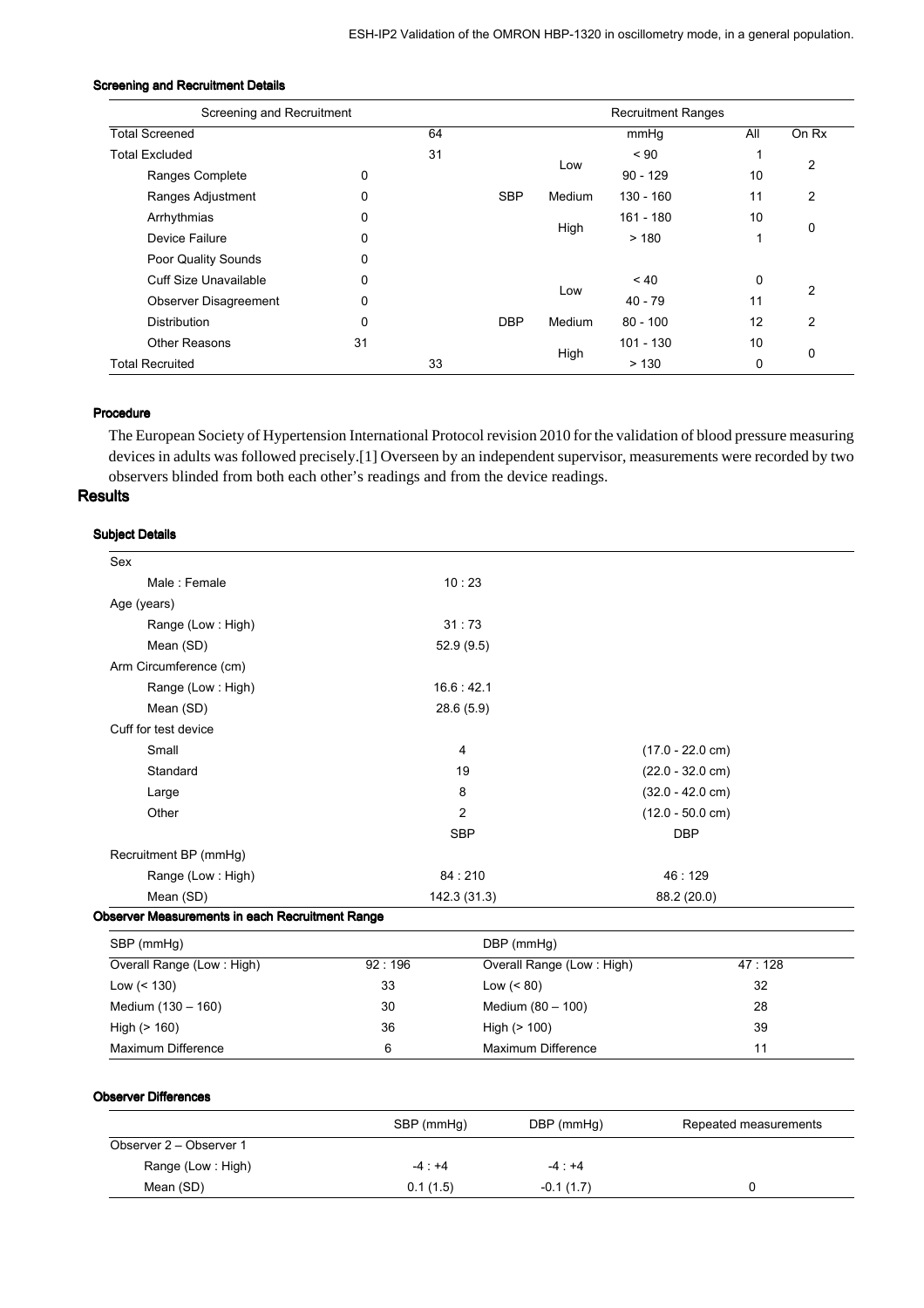### Screening and Recruitment Details

| Screening and Recruitment | | | | | Recruitment Ranges | | |
|---|---|---|---|---|---|---|---|
| Total Screened | | 64 | | | mmHg | All | On Rx |
| Total Excluded | | 31 | | Low | < 90 | 1 | 2 |
| Ranges Complete | 0 | | | | 90 - 129 | 10 | |
| Ranges Adjustment | 0 | | SBP | Medium | 130 - 160 | 11 | 2 |
| Arrhythmias | 0 | | | High | 161 - 180 | 10 | 0 |
| Device Failure | 0 | | | | > 180 | 1 | |
| Poor Quality Sounds | 0 | | | | | | |
| Cuff Size Unavailable | 0 | | | Low | < 40 | 0 | 2 |
| Observer Disagreement | 0 | | | | 40 - 79 | 11 | |
| Distribution | 0 | | DBP | Medium | 80 - 100 | 12 | 2 |
| Other Reasons | 31 | | | High | 101 - 130 | 10 | 0 |
| Total Recruited | | 33 | | | > 130 | 0 | |

### Procedure

The European Society of Hypertension International Protocol revision 2010 for the validation of blood pressure measuring devices in adults was followed precisely.[1] Overseen by an independent supervisor, measurements were recorded by two observers blinded from both each other's readings and from the device readings.

## Results

### Subject Details

| | | |
|---|---|---|
| Sex | | |
| Male : Female | 10 : 23 | |
| Age (years) | | |
| Range (Low : High) | 31 : 73 | |
| Mean (SD) | 52.9 (9.5) | |
| Arm Circumference (cm) | | |
| Range (Low : High) | 16.6 : 42.1 | |
| Mean (SD) | 28.6 (5.9) | |
| Cuff for test device | | |
| Small | 4 | (17.0 - 22.0 cm) |
| Standard | 19 | (22.0 - 32.0 cm) |
| Large | 8 | (32.0 - 42.0 cm) |
| Other | 2 | (12.0 - 50.0 cm) |
| | SBP | DBP |
| Recruitment BP (mmHg) | | |
| Range (Low : High) | 84 : 210 | 46 : 129 |
| Mean (SD) | 142.3 (31.3) | 88.2 (20.0) |

### Observer Measurements in each Recruitment Range

| SBP (mmHg) | | DBP (mmHg) | |
|---|---|---|---|
| Overall Range (Low : High) | 92 : 196 | Overall Range (Low : High) | 47 : 128 |
| Low (< 130) | 33 | Low (< 80) | 32 |
| Medium (130 – 160) | 30 | Medium (80 – 100) | 28 |
| High (> 160) | 36 | High (> 100) | 39 |
| Maximum Difference | 6 | Maximum Difference | 11 |

### Observer Differences

| | SBP (mmHg) | DBP (mmHg) | Repeated measurements |
|---|---|---|---|
| Observer 2 – Observer 1 | | | |
| Range (Low : High) | -4 : +4 | -4 : +4 | |
| Mean (SD) | 0.1 (1.5) | -0.1 (1.7) | 0 |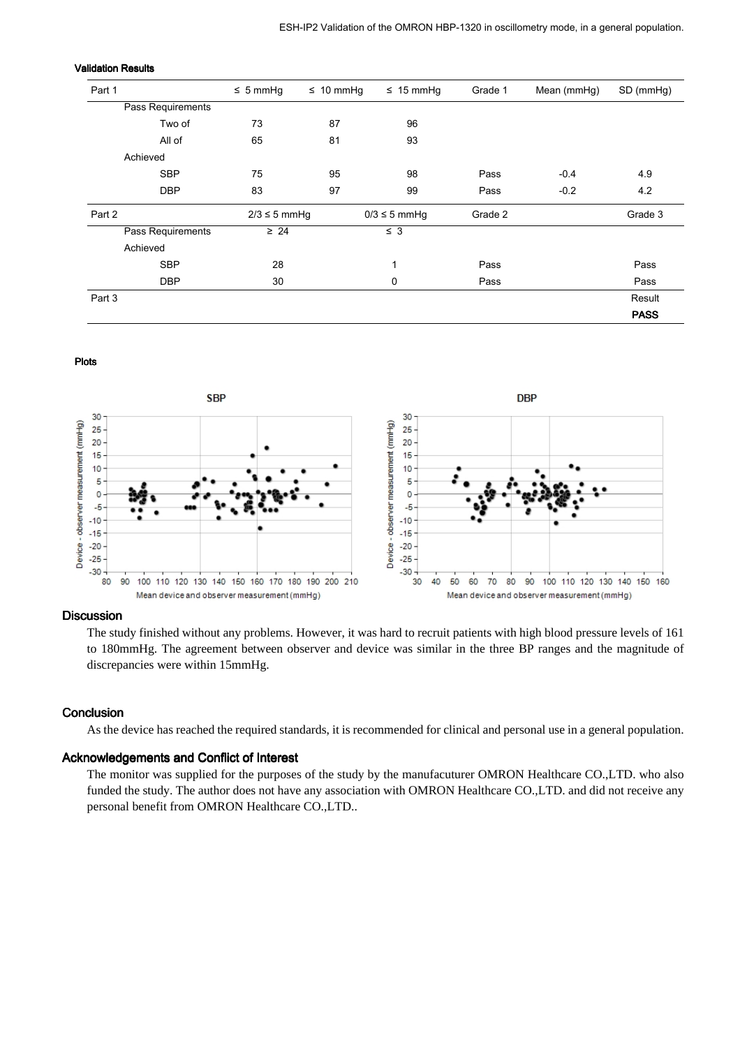### Validation Results

| Part 1 | | ≤ 5 mmHg | ≤ 10 mmHg | ≤ 15 mmHg | Grade 1 | Mean (mmHg) | SD (mmHg) |
|---|---|---|---|---|---|---|---|
| Pass Requirements | | | | | | | |
| | Two of | 73 | 87 | 96 | | | |
| | All of | 65 | 81 | 93 | | | |
| Achieved | | | | | | | |
| | SBP | 75 | 95 | 98 | Pass | -0.4 | 4.9 |
| | DBP | 83 | 97 | 99 | Pass | -0.2 | 4.2 |
| **Part 2** | | **2/3 ≤ 5 mmHg** | | **0/3 ≤ 5 mmHg** | **Grade 2** | | **Grade 3** |
| Pass Requirements | | ≥ 24 | | ≤ 3 | | | |
| Achieved | | | | | | | |
| | SBP | 28 | | 1 | Pass | | Pass |
| | DBP | 30 | | 0 | Pass | | Pass |
| **Part 3** | | | | | | | Result |
| | | | | | | | **PASS** |

### Plots

## Discussion

The study finished without any problems. However, it was hard to recruit patients with high blood pressure levels of 161 to 180mmHg. The agreement between observer and device was similar in the three BP ranges and the magnitude of discrepancies were within 15mmHg.

## Conclusion

As the device has reached the required standards, it is recommended for clinical and personal use in a general population.

## Acknowledgements and Conflict of Interest

The monitor was supplied for the purposes of the study by the manufacuturer OMRON Healthcare CO.,LTD. who also funded the study. The author does not have any association with OMRON Healthcare CO.,LTD. and did not receive any personal benefit from OMRON Healthcare CO.,LTD..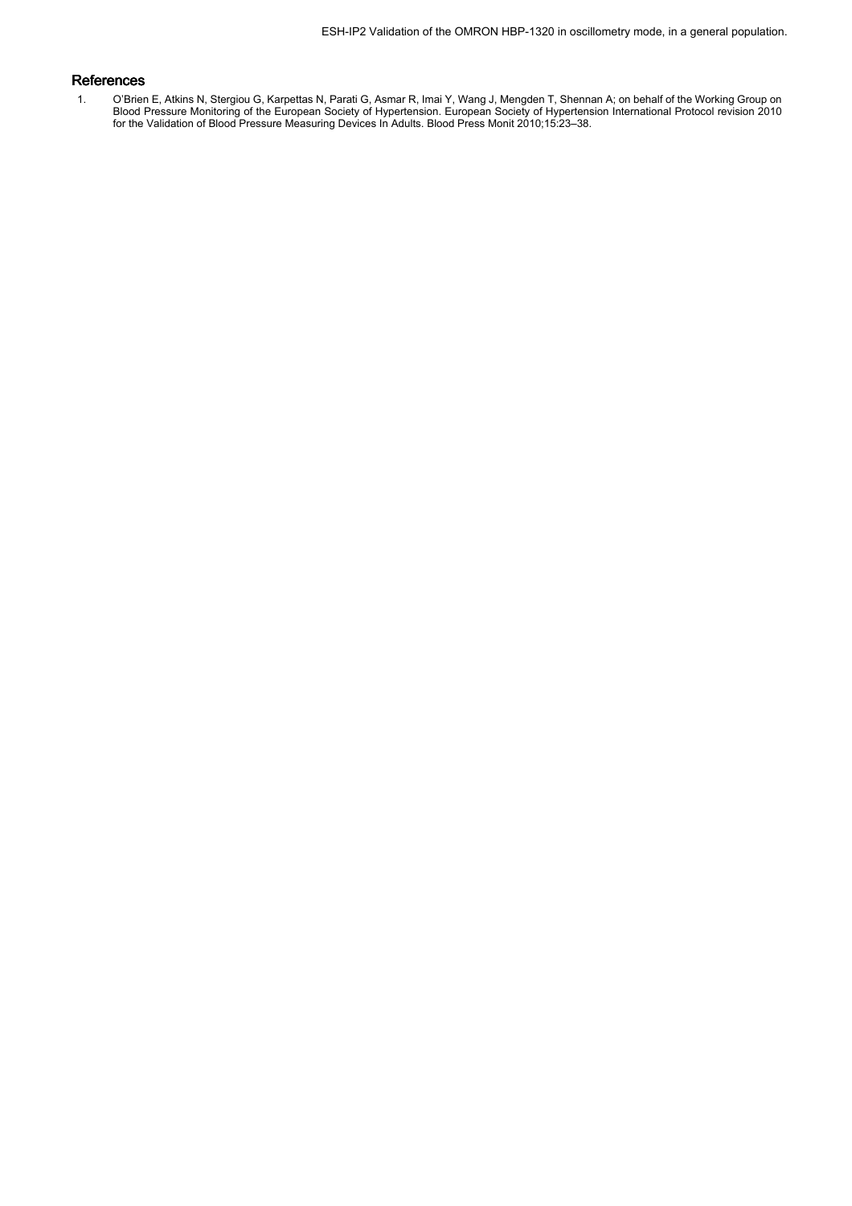## References

1. O'Brien E, Atkins N, Stergiou G, Karpettas N, Parati G, Asmar R, Imai Y, Wang J, Mengden T, Shennan A; on behalf of the Working Group on Blood Pressure Monitoring of the European Society of Hypertension. European Society of Hypertension International Protocol revision 2010 for the Validation of Blood Pressure Measuring Devices In Adults. Blood Press Monit 2010;15:23–38.